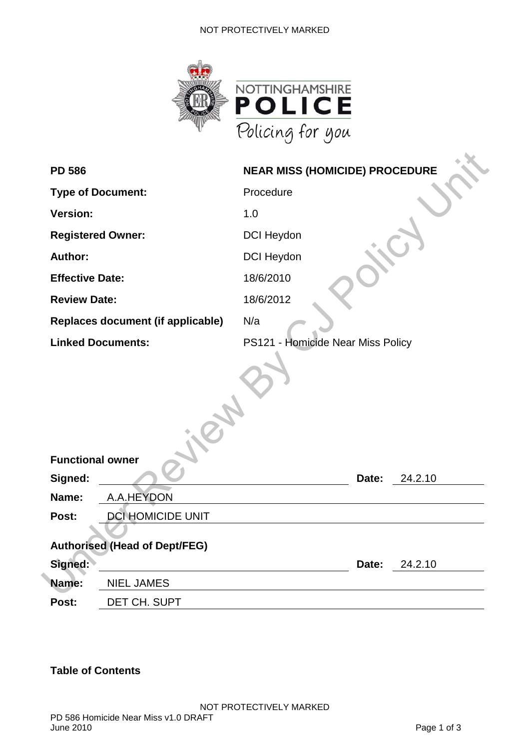| | |
|---|---|
| **PD 586** | **NEAR MISS (HOMICIDE) PROCEDURE** |
| **Type of Document:** | Procedure |
| **Version:** | 1.0 |
| **Registered Owner:** | DCI Heydon |
| **Author:** | DCI Heydon |
| **Effective Date:** | 18/6/2010 |
| **Review Date:** | 18/6/2012 |
| **Replaces document (if applicable)** | N/a |
| **Linked Documents:** | PS121 - Homicide Near Miss Policy |

**Functional owner**

**Signed:** ______________________ **Date:** 24.2.10

**Name:** A.A.HEYDON

**Post:** DCI HOMICIDE UNIT

**Authorised (Head of Dept/FEG)**

**Signed:** ______________________ **Date:** 24.2.10

**Name:** NIEL JAMES

**Post:** DET CH. SUPT

**Table of Contents**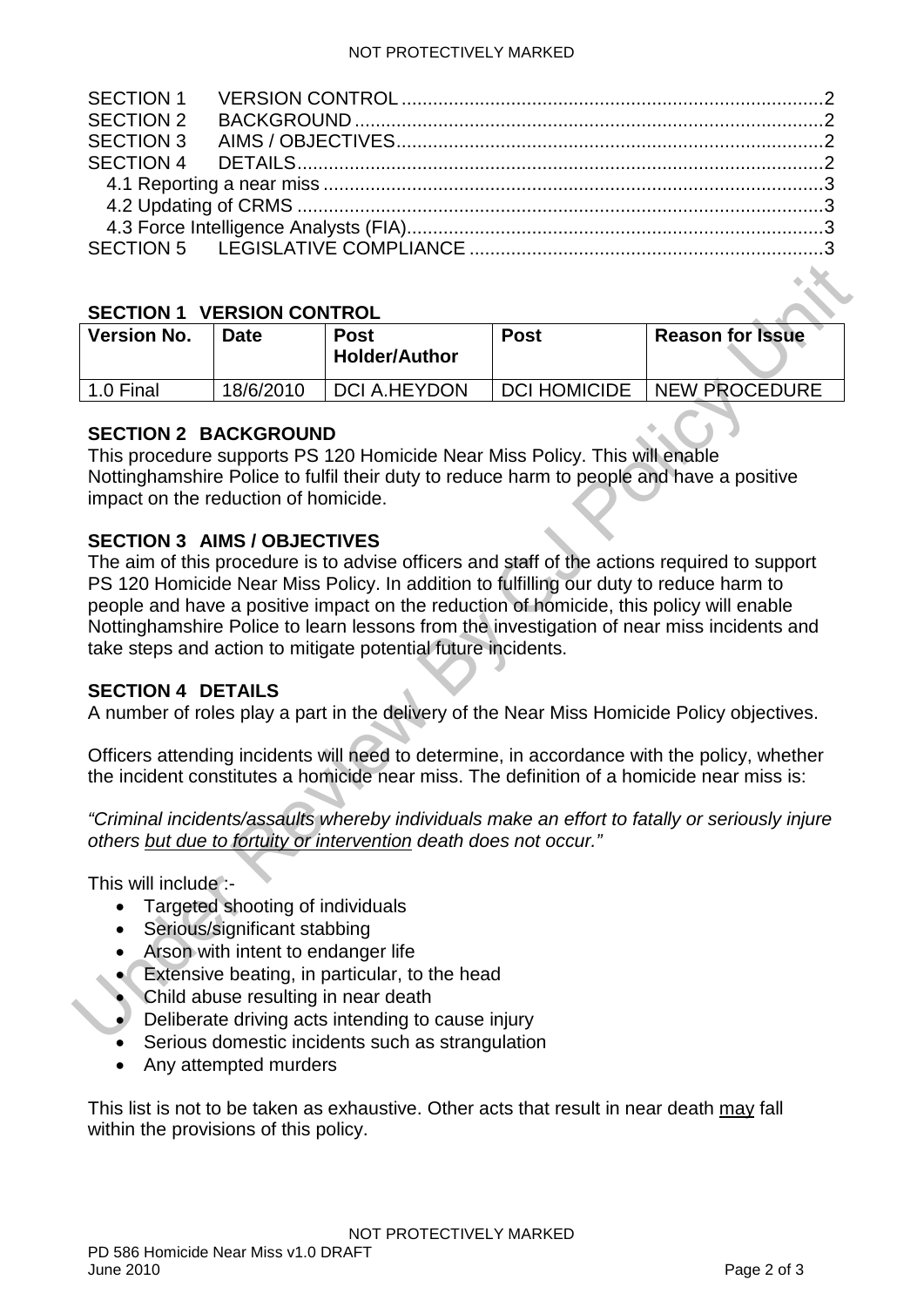SECTION 1 VERSION CONTROL ....................................................................................2
SECTION 2 BACKGROUND ...........................................................................................2
SECTION 3 AIMS / OBJECTIVES...................................................................................2
SECTION 4 DETAILS.......................................................................................................2
4.1 Reporting a near miss ...............................................................................................3
4.2 Updating of CRMS .....................................................................................................3
4.3 Force Intelligence Analysts (FIA)..............................................................................3
SECTION 5 LEGISLATIVE COMPLIANCE ....................................................................3

## SECTION 1 VERSION CONTROL

| Version No. | Date | Post Holder/Author | Post | Reason for Issue |
|---|---|---|---|---|
| 1.0 Final | 18/6/2010 | DCI A.HEYDON | DCI HOMICIDE | NEW PROCEDURE |

## SECTION 2 BACKGROUND

This procedure supports PS 120 Homicide Near Miss Policy. This will enable Nottinghamshire Police to fulfil their duty to reduce harm to people and have a positive impact on the reduction of homicide.

## SECTION 3 AIMS / OBJECTIVES

The aim of this procedure is to advise officers and staff of the actions required to support PS 120 Homicide Near Miss Policy. In addition to fulfilling our duty to reduce harm to people and have a positive impact on the reduction of homicide, this policy will enable Nottinghamshire Police to learn lessons from the investigation of near miss incidents and take steps and action to mitigate potential future incidents.

## SECTION 4 DETAILS

A number of roles play a part in the delivery of the Near Miss Homicide Policy objectives.

Officers attending incidents will need to determine, in accordance with the policy, whether the incident constitutes a homicide near miss. The definition of a homicide near miss is:

*"Criminal incidents/assaults whereby individuals make an effort to fatally or seriously injure others but due to fortuity or intervention death does not occur."*

This will include :-

- Targeted shooting of individuals
- Serious/significant stabbing
- Arson with intent to endanger life
- Extensive beating, in particular, to the head
- Child abuse resulting in near death
- Deliberate driving acts intending to cause injury
- Serious domestic incidents such as strangulation
- Any attempted murders

This list is not to be taken as exhaustive. Other acts that result in near death may fall within the provisions of this policy.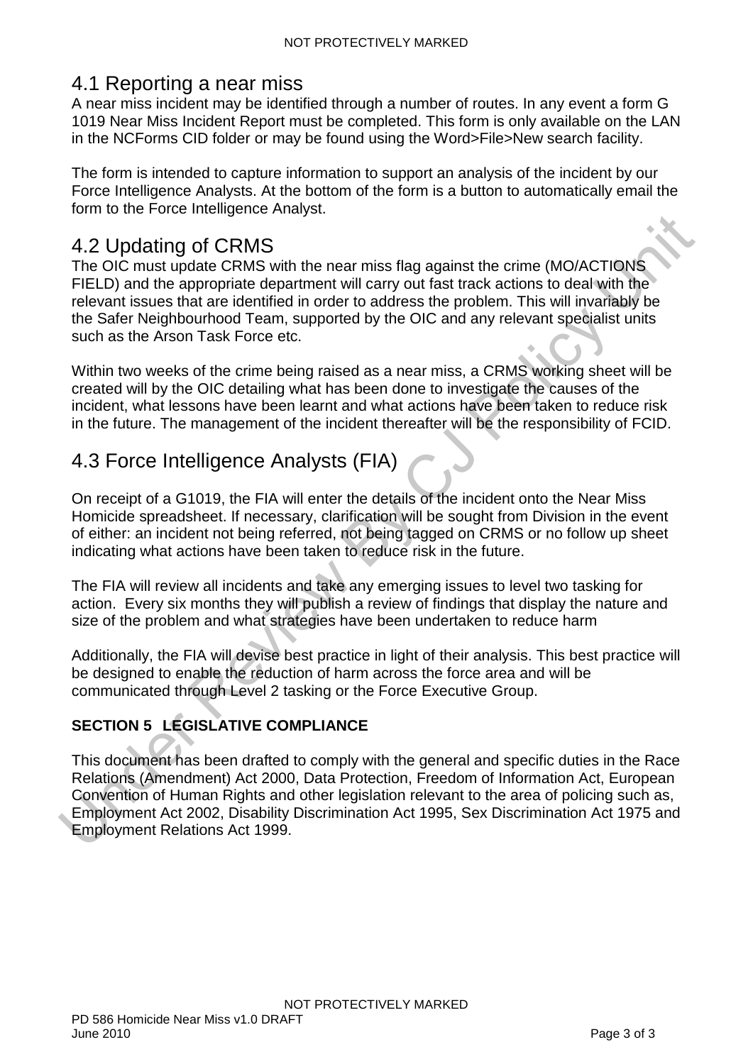## 4.1 Reporting a near miss

A near miss incident may be identified through a number of routes. In any event a form G 1019 Near Miss Incident Report must be completed. This form is only available on the LAN in the NCForms CID folder or may be found using the Word>File>New search facility.

The form is intended to capture information to support an analysis of the incident by our Force Intelligence Analysts. At the bottom of the form is a button to automatically email the form to the Force Intelligence Analyst.

## 4.2 Updating of CRMS

The OIC must update CRMS with the near miss flag against the crime (MO/ACTIONS FIELD) and the appropriate department will carry out fast track actions to deal with the relevant issues that are identified in order to address the problem. This will invariably be the Safer Neighbourhood Team, supported by the OIC and any relevant specialist units such as the Arson Task Force etc.

Within two weeks of the crime being raised as a near miss, a CRMS working sheet will be created will by the OIC detailing what has been done to investigate the causes of the incident, what lessons have been learnt and what actions have been taken to reduce risk in the future. The management of the incident thereafter will be the responsibility of FCID.

## 4.3 Force Intelligence Analysts (FIA)

On receipt of a G1019, the FIA will enter the details of the incident onto the Near Miss Homicide spreadsheet. If necessary, clarification will be sought from Division in the event of either: an incident not being referred, not being tagged on CRMS or no follow up sheet indicating what actions have been taken to reduce risk in the future.

The FIA will review all incidents and take any emerging issues to level two tasking for action. Every six months they will publish a review of findings that display the nature and size of the problem and what strategies have been undertaken to reduce harm

Additionally, the FIA will devise best practice in light of their analysis. This best practice will be designed to enable the reduction of harm across the force area and will be communicated through Level 2 tasking or the Force Executive Group.

**SECTION 5 LEGISLATIVE COMPLIANCE**

This document has been drafted to comply with the general and specific duties in the Race Relations (Amendment) Act 2000, Data Protection, Freedom of Information Act, European Convention of Human Rights and other legislation relevant to the area of policing such as, Employment Act 2002, Disability Discrimination Act 1995, Sex Discrimination Act 1975 and Employment Relations Act 1999.